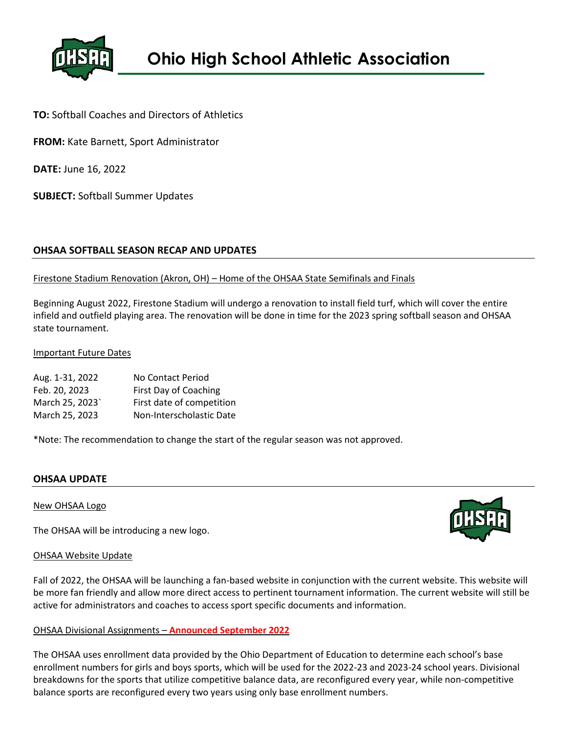# Ohio High School Athletic Association

**TO:** Softball Coaches and Directors of Athletics

**FROM:** Kate Barnett, Sport Administrator

**DATE:** June 16, 2022

**SUBJECT:** Softball Summer Updates

## OHSAA SOFTBALL SEASON RECAP AND UPDATES

### Firestone Stadium Renovation (Akron, OH) – Home of the OHSAA State Semifinals and Finals

Beginning August 2022, Firestone Stadium will undergo a renovation to install field turf, which will cover the entire infield and outfield playing area. The renovation will be done in time for the 2023 spring softball season and OHSAA state tournament.

### Important Future Dates

| | |
|---|---|
| Aug. 1-31, 2022 | No Contact Period |
| Feb. 20, 2023 | First Day of Coaching |
| March 25, 2023` | First date of competition |
| March 25, 2023 | Non-Interscholastic Date |

*Note: The recommendation to change the start of the regular season was not approved.

## OHSAA UPDATE

### New OHSAA Logo

The OHSAA will be introducing a new logo.

### OHSAA Website Update

Fall of 2022, the OHSAA will be launching a fan-based website in conjunction with the current website. This website will be more fan friendly and allow more direct access to pertinent tournament information. The current website will still be active for administrators and coaches to access sport specific documents and information.

### OHSAA Divisional Assignments – **Announced September 2022**

The OHSAA uses enrollment data provided by the Ohio Department of Education to determine each school's base enrollment numbers for girls and boys sports, which will be used for the 2022-23 and 2023-24 school years. Divisional breakdowns for the sports that utilize competitive balance data, are reconfigured every year, while non-competitive balance sports are reconfigured every two years using only base enrollment numbers.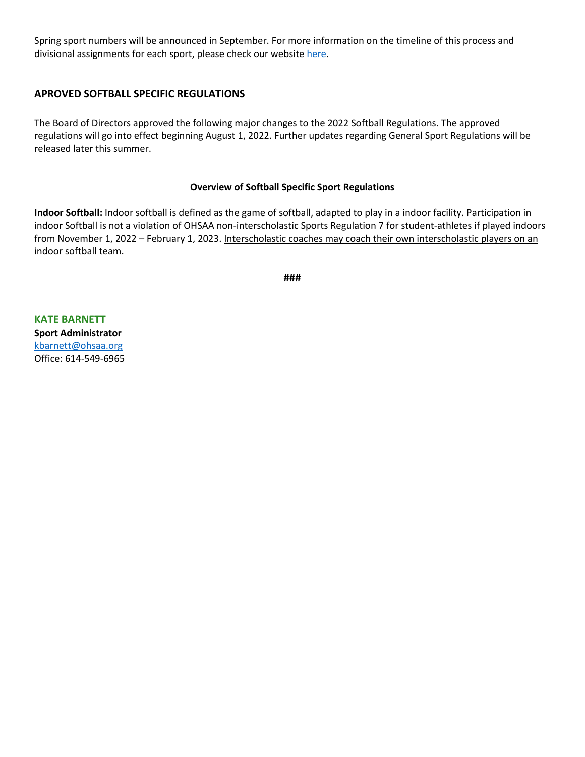Spring sport numbers will be announced in September. For more information on the timeline of this process and divisional assignments for each sport, please check our website here.

## APROVED SOFTBALL SPECIFIC REGULATIONS

The Board of Directors approved the following major changes to the 2022 Softball Regulations. The approved regulations will go into effect beginning August 1, 2022. Further updates regarding General Sport Regulations will be released later this summer.

**Overview of Softball Specific Sport Regulations**

**Indoor Softball:** Indoor softball is defined as the game of softball, adapted to play in a indoor facility. Participation in indoor Softball is not a violation of OHSAA non-interscholastic Sports Regulation 7 for student-athletes if played indoors from November 1, 2022 – February 1, 2023. Interscholastic coaches may coach their own interscholastic players on an indoor softball team.

###

**KATE BARNETT**
**Sport Administrator**
kbarnett@ohsaa.org
Office: 614-549-6965